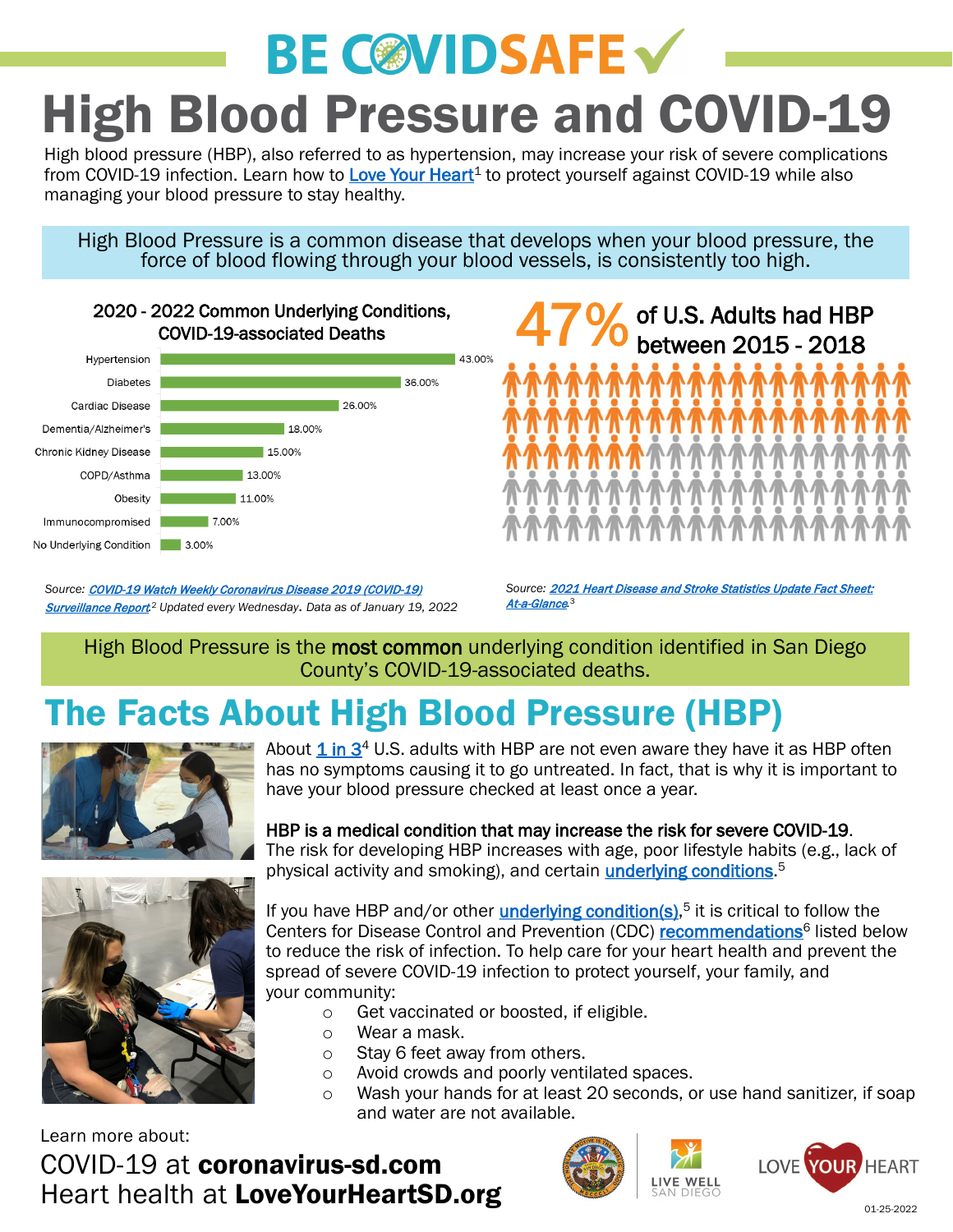# BE COVIDSAFE

# High Blood Pressure and COVID-19

High blood pressure (HBP), also referred to as hypertension, may increase your risk of severe complications from COVID-19 infection. Learn how to Love Your Heart[1] to protect yourself against COVID-19 while also managing your blood pressure to stay healthy.

High Blood Pressure is a common disease that develops when your blood pressure, the force of blood flowing through your blood vessels, is consistently too high.

**2020 - 2022 Common Underlying Conditions, COVID-19-associated Deaths**

| Condition | Percent |
| --- | --- |
| Hypertension | 43.00% |
| Diabetes | 36.00% |
| Cardiac Disease | 26.00% |
| Dementia/Alzheimer's | 18.00% |
| Chronic Kidney Disease | 15.00% |
| COPD/Asthma | 13.00% |
| Obesity | 11.00% |
| Immunocompromised | 7.00% |
| No Underlying Condition | 3.00% |

Source: *COVID-19 Watch Weekly Coronavirus Disease 2019 (COVID-19) Surveillance Report*[2] Updated every Wednesday. Data as of January 19, 2022

**47%** of U.S. Adults had HBP between 2015 - 2018

Source: *2021 Heart Disease and Stroke Statistics Update Fact Sheet: At-a-Glance*[3]

High Blood Pressure is the **most common** underlying condition identified in San Diego County's COVID-19-associated deaths.

## The Facts About High Blood Pressure (HBP)

About 1 in 3[4] U.S. adults with HBP are not even aware they have it as HBP often has no symptoms causing it to go untreated. In fact, that is why it is important to have your blood pressure checked at least once a year.

**HBP is a medical condition that may increase the risk for severe COVID-19.** The risk for developing HBP increases with age, poor lifestyle habits (e.g., lack of physical activity and smoking), and certain underlying conditions.[5]

If you have HBP and/or other underlying condition(s),[5] it is critical to follow the Centers for Disease Control and Prevention (CDC) recommendations[6] listed below to reduce the risk of infection. To help care for your heart health and prevent the spread of severe COVID-19 infection to protect yourself, your family, and your community:

- Get vaccinated or boosted, if eligible.
- Wear a mask.
- Stay 6 feet away from others.
- Avoid crowds and poorly ventilated spaces.
- Wash your hands for at least 20 seconds, or use hand sanitizer, if soap and water are not available.

Learn more about:

COVID-19 at **coronavirus-sd.com**

Heart health at **LoveYourHeartSD.org**

LIVE WELL SAN DIEGO

LOVE YOUR HEART

01-25-2022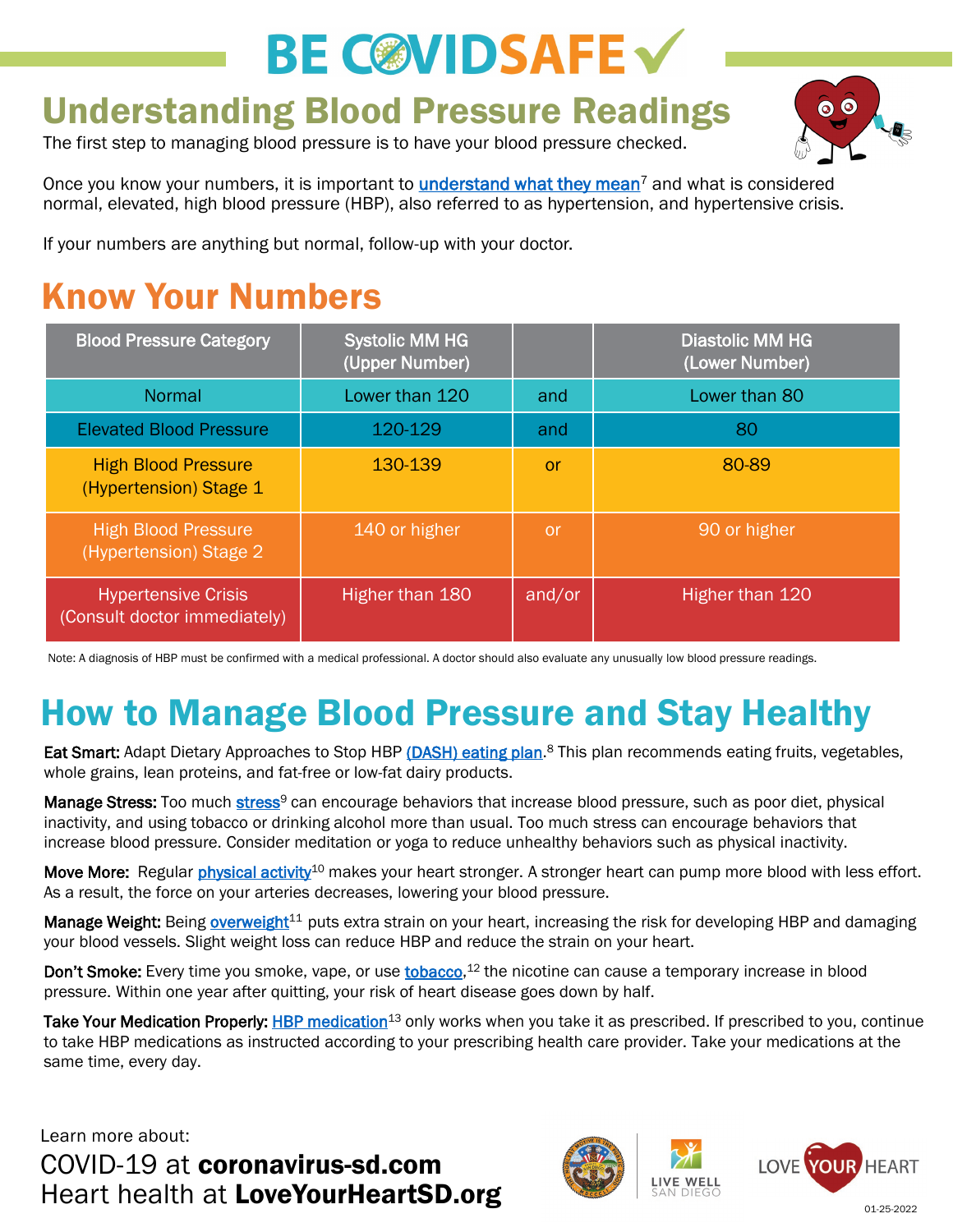# BE COVIDSAFE

## Understanding Blood Pressure Readings

The first step to managing blood pressure is to have your blood pressure checked.

Once you know your numbers, it is important to understand what they mean[7] and what is considered normal, elevated, high blood pressure (HBP), also referred to as hypertension, and hypertensive crisis.

If your numbers are anything but normal, follow-up with your doctor.

## Know Your Numbers

| Blood Pressure Category | Systolic MM HG (Upper Number) | | Diastolic MM HG (Lower Number) |
|---|---|---|---|
| Normal | Lower than 120 | and | Lower than 80 |
| Elevated Blood Pressure | 120-129 | and | 80 |
| High Blood Pressure (Hypertension) Stage 1 | 130-139 | or | 80-89 |
| High Blood Pressure (Hypertension) Stage 2 | 140 or higher | or | 90 or higher |
| Hypertensive Crisis (Consult doctor immediately) | Higher than 180 | and/or | Higher than 120 |

Note: A diagnosis of HBP must be confirmed with a medical professional. A doctor should also evaluate any unusually low blood pressure readings.

## How to Manage Blood Pressure and Stay Healthy

**Eat Smart:** Adapt Dietary Approaches to Stop HBP (DASH) eating plan.[8] This plan recommends eating fruits, vegetables, whole grains, lean proteins, and fat-free or low-fat dairy products.

**Manage Stress:** Too much stress[9] can encourage behaviors that increase blood pressure, such as poor diet, physical inactivity, and using tobacco or drinking alcohol more than usual. Too much stress can encourage behaviors that increase blood pressure. Consider meditation or yoga to reduce unhealthy behaviors such as physical inactivity.

**Move More:** Regular physical activity[10] makes your heart stronger. A stronger heart can pump more blood with less effort. As a result, the force on your arteries decreases, lowering your blood pressure.

**Manage Weight:** Being overweight[11] puts extra strain on your heart, increasing the risk for developing HBP and damaging your blood vessels. Slight weight loss can reduce HBP and reduce the strain on your heart.

**Don't Smoke:** Every time you smoke, vape, or use tobacco,[12] the nicotine can cause a temporary increase in blood pressure. Within one year after quitting, your risk of heart disease goes down by half.

**Take Your Medication Properly:** HBP medication[13] only works when you take it as prescribed. If prescribed to you, continue to take HBP medications as instructed according to your prescribing health care provider. Take your medications at the same time, every day.

Learn more about:

COVID-19 at **coronavirus-sd.com**

Heart health at **LoveYourHeartSD.org**

LIVE WELL SAN DIEGO

LOVE YOUR HEART

01-25-2022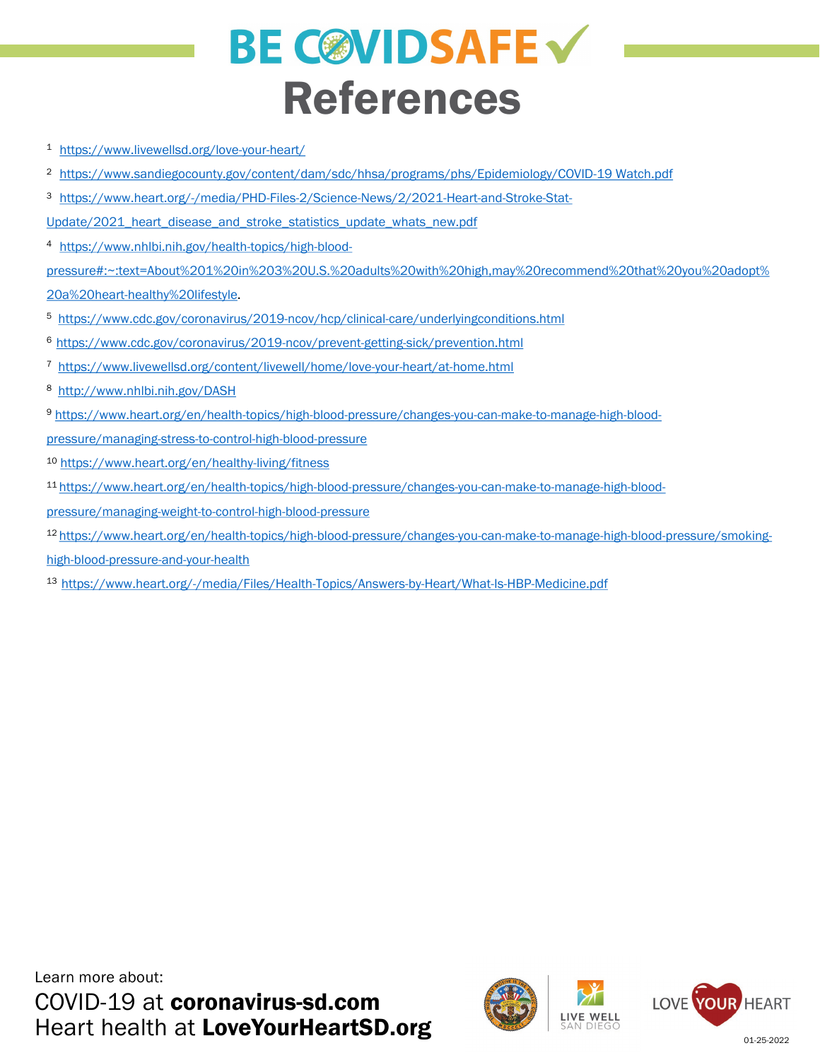# BE COVIDSAFE

# References

[1] https://www.livewellsd.org/love-your-heart/

[2] https://www.sandiegocounty.gov/content/dam/sdc/hhsa/programs/phs/Epidemiology/COVID-19 Watch.pdf

[3] https://www.heart.org/-/media/PHD-Files-2/Science-News/2/2021-Heart-and-Stroke-Stat-Update/2021_heart_disease_and_stroke_statistics_update_whats_new.pdf

[4] https://www.nhlbi.nih.gov/health-topics/high-blood-pressure#:~:text=About%201%20in%203%20U.S.%20adults%20with%20high,may%20recommend%20that%20you%20adopt%20a%20heart-healthy%20lifestyle.

[5] https://www.cdc.gov/coronavirus/2019-ncov/hcp/clinical-care/underlyingconditions.html

[6] https://www.cdc.gov/coronavirus/2019-ncov/prevent-getting-sick/prevention.html

[7] https://www.livewellsd.org/content/livewell/home/love-your-heart/at-home.html

[8] http://www.nhlbi.nih.gov/DASH

[9] https://www.heart.org/en/health-topics/high-blood-pressure/changes-you-can-make-to-manage-high-blood-pressure/managing-stress-to-control-high-blood-pressure

[10] https://www.heart.org/en/healthy-living/fitness

[11] https://www.heart.org/en/health-topics/high-blood-pressure/changes-you-can-make-to-manage-high-blood-pressure/managing-weight-to-control-high-blood-pressure

[12] https://www.heart.org/en/health-topics/high-blood-pressure/changes-you-can-make-to-manage-high-blood-pressure/smoking-high-blood-pressure-and-your-health

[13] https://www.heart.org/-/media/Files/Health-Topics/Answers-by-Heart/What-Is-HBP-Medicine.pdf

Learn more about:

COVID-19 at **coronavirus-sd.com**

Heart health at **LoveYourHeartSD.org**

LIVE WELL SAN DIEGO

LOVE YOUR HEART

01-25-2022